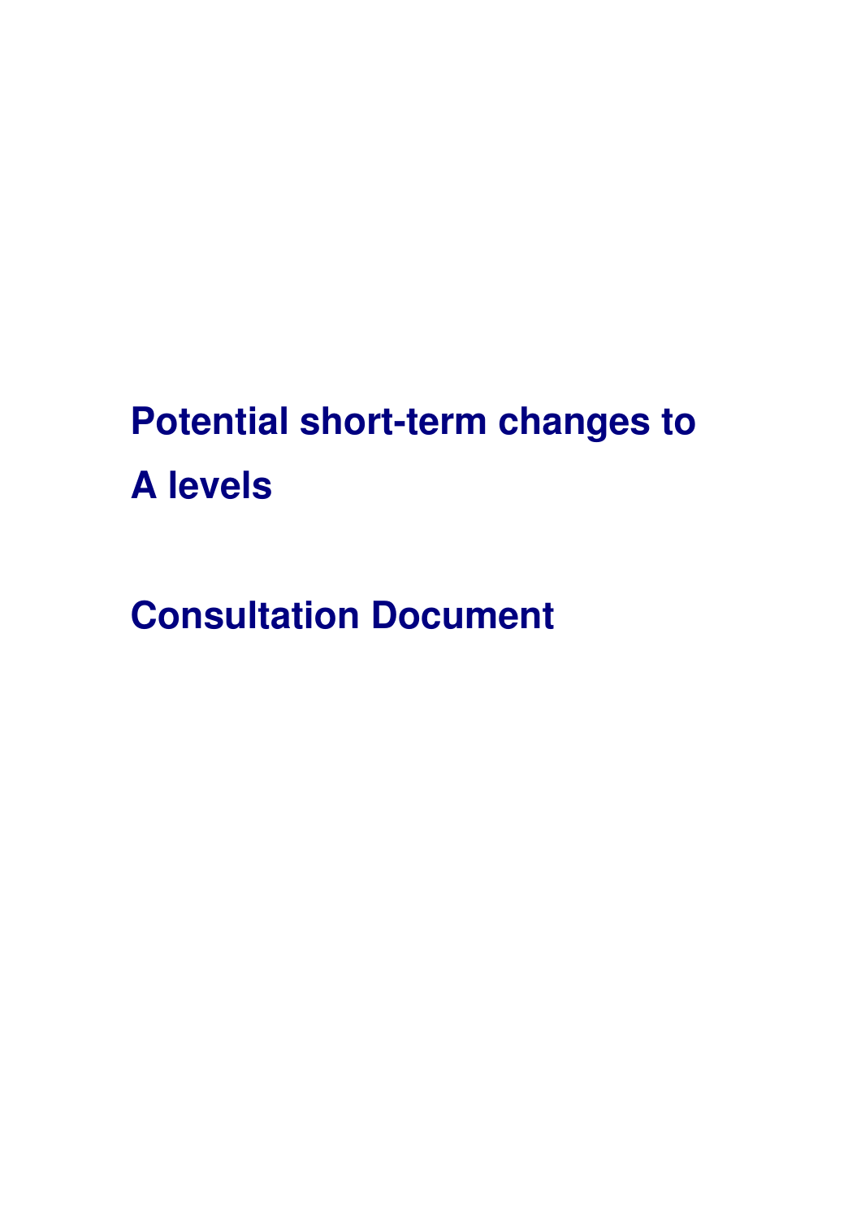# Potential short-term changes to A levels

# Consultation Document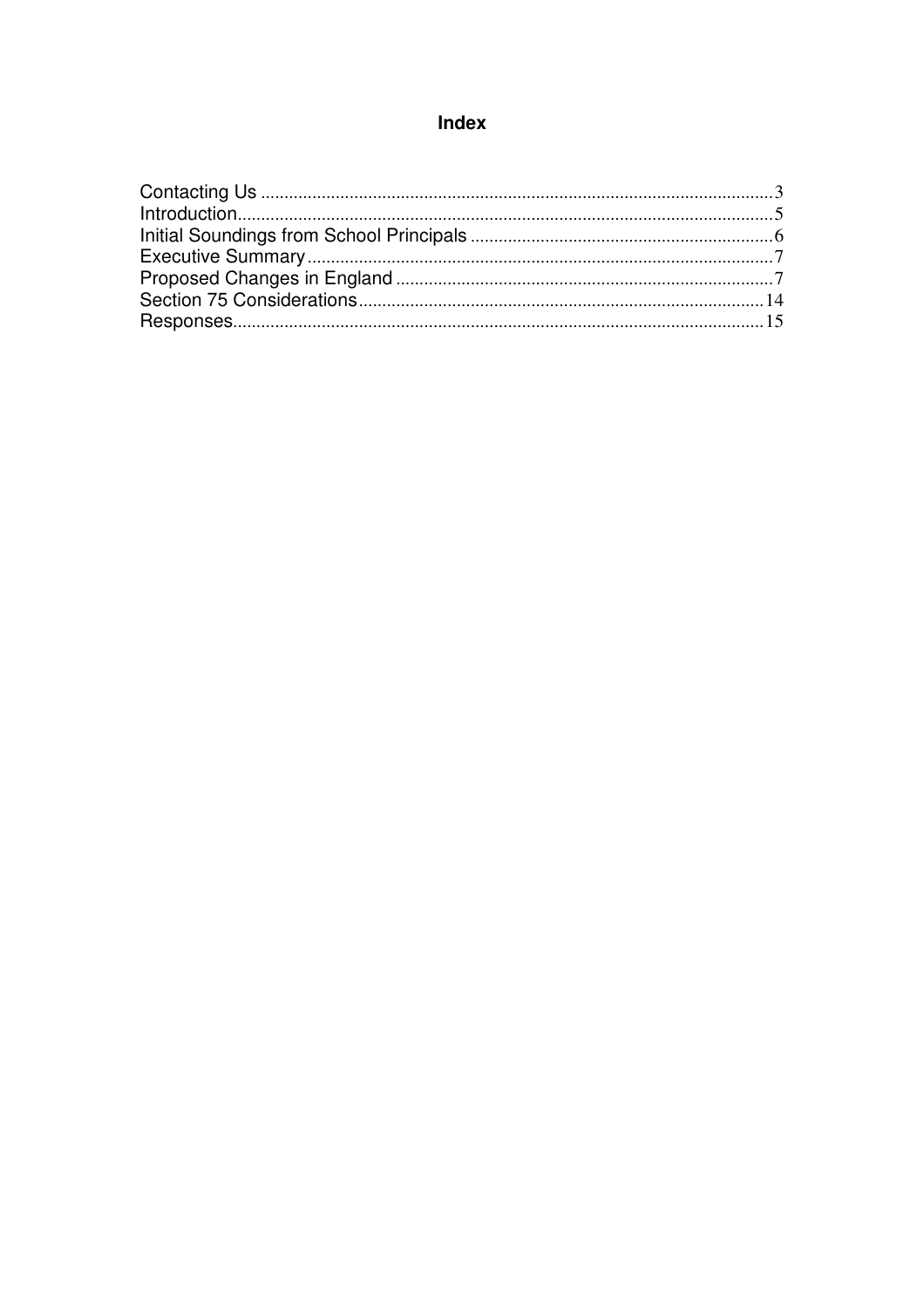# Index

| | |
|---|---|
| Contacting Us | 3 |
| Introduction | 5 |
| Initial Soundings from School Principals | 6 |
| Executive Summary | 7 |
| Proposed Changes in England | 7 |
| Section 75 Considerations | 14 |
| Responses | 15 |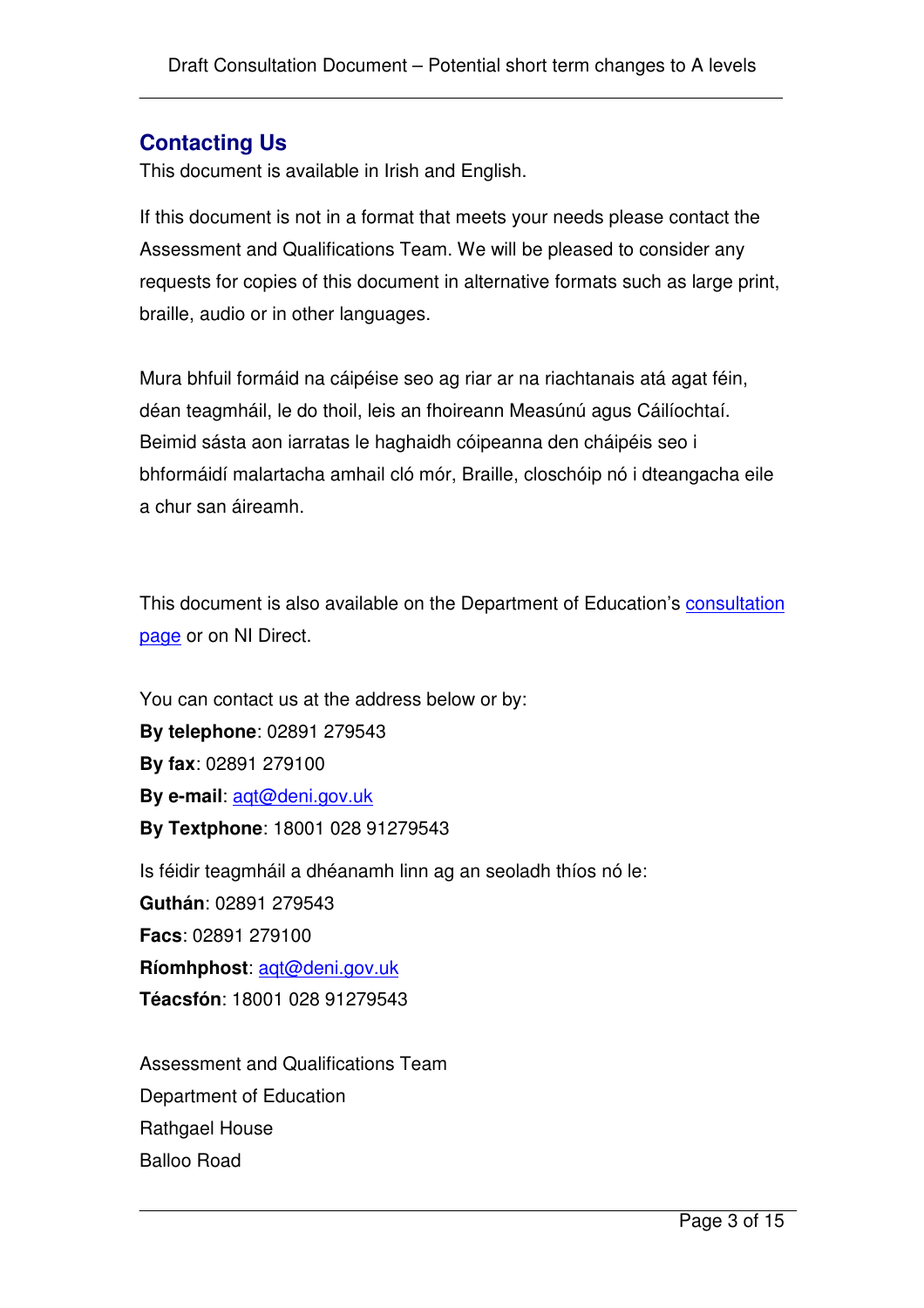## Contacting Us

This document is available in Irish and English.

If this document is not in a format that meets your needs please contact the Assessment and Qualifications Team. We will be pleased to consider any requests for copies of this document in alternative formats such as large print, braille, audio or in other languages.

Mura bhfuil formáid na cáipéise seo ag riar ar na riachtanais atá agat féin, déan teagmháil, le do thoil, leis an fhoireann Measúnú agus Cáilíochtaí. Beimid sásta aon iarratas le haghaidh cóipeanna den cháipéis seo i bhformáidí malartacha amhail cló mór, Braille, closchóip nó i dteangacha eile a chur san áireamh.

This document is also available on the Department of Education's [consultation page](consultation page) or on NI Direct.

You can contact us at the address below or by:
**By telephone**: 02891 279543
**By fax**: 02891 279100
**By e-mail**: aqt@deni.gov.uk
**By Textphone**: 18001 028 91279543

Is féidir teagmháil a dhéanamh linn ag an seoladh thíos nó le:
**Guthán**: 02891 279543
**Facs**: 02891 279100
**Ríomhphost**: aqt@deni.gov.uk
**Téacsfón**: 18001 028 91279543

Assessment and Qualifications Team
Department of Education
Rathgael House
Balloo Road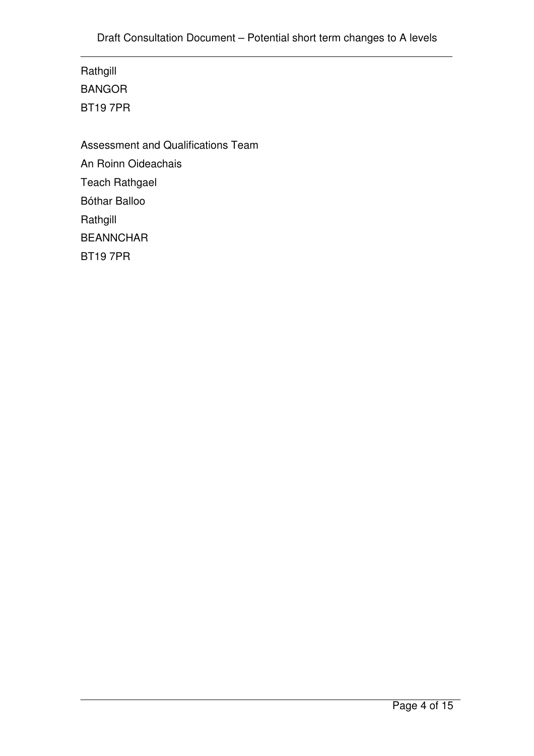Rathgill
BANGOR
BT19 7PR

Assessment and Qualifications Team
An Roinn Oideachais
Teach Rathgael
Bóthar Balloo
Rathgill
BEANNCHAR
BT19 7PR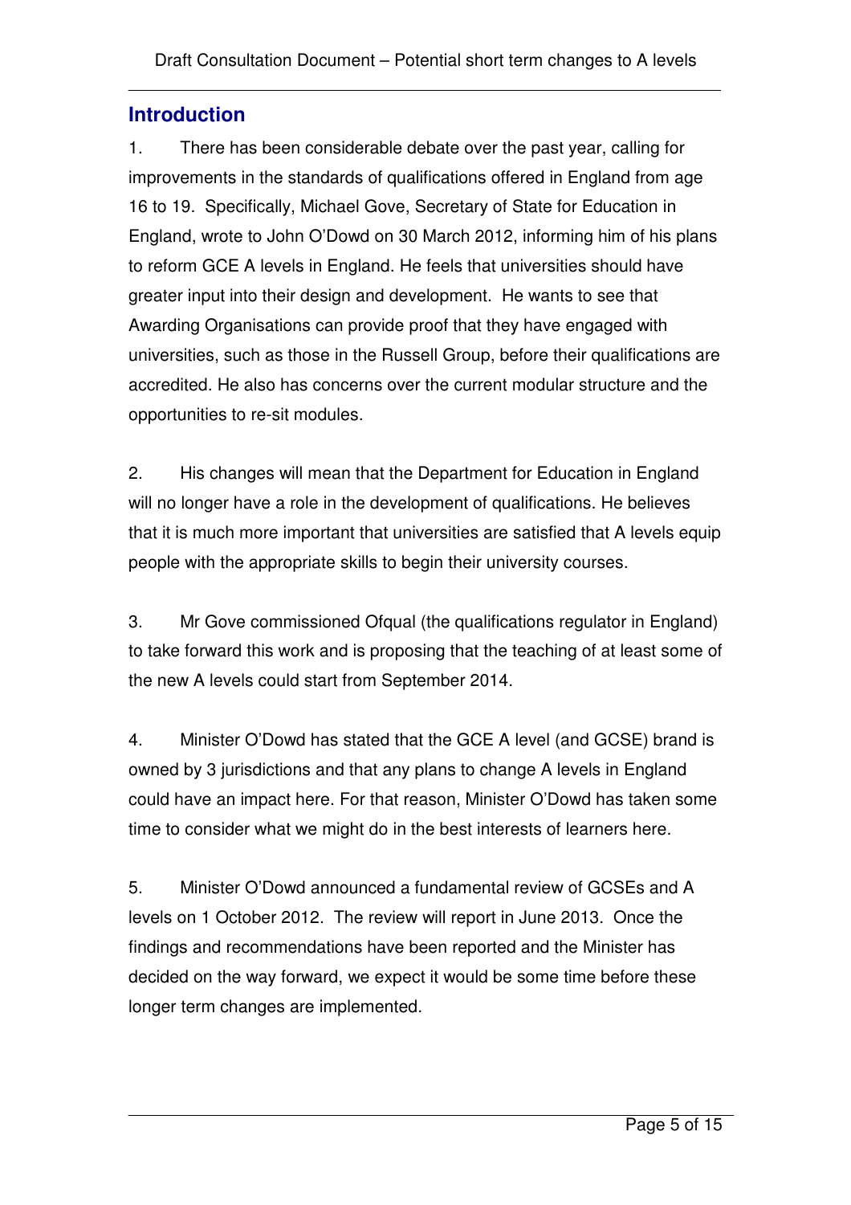## Introduction

1. There has been considerable debate over the past year, calling for improvements in the standards of qualifications offered in England from age 16 to 19. Specifically, Michael Gove, Secretary of State for Education in England, wrote to John O'Dowd on 30 March 2012, informing him of his plans to reform GCE A levels in England. He feels that universities should have greater input into their design and development. He wants to see that Awarding Organisations can provide proof that they have engaged with universities, such as those in the Russell Group, before their qualifications are accredited. He also has concerns over the current modular structure and the opportunities to re-sit modules.

2. His changes will mean that the Department for Education in England will no longer have a role in the development of qualifications. He believes that it is much more important that universities are satisfied that A levels equip people with the appropriate skills to begin their university courses.

3. Mr Gove commissioned Ofqual (the qualifications regulator in England) to take forward this work and is proposing that the teaching of at least some of the new A levels could start from September 2014.

4. Minister O'Dowd has stated that the GCE A level (and GCSE) brand is owned by 3 jurisdictions and that any plans to change A levels in England could have an impact here. For that reason, Minister O'Dowd has taken some time to consider what we might do in the best interests of learners here.

5. Minister O'Dowd announced a fundamental review of GCSEs and A levels on 1 October 2012. The review will report in June 2013. Once the findings and recommendations have been reported and the Minister has decided on the way forward, we expect it would be some time before these longer term changes are implemented.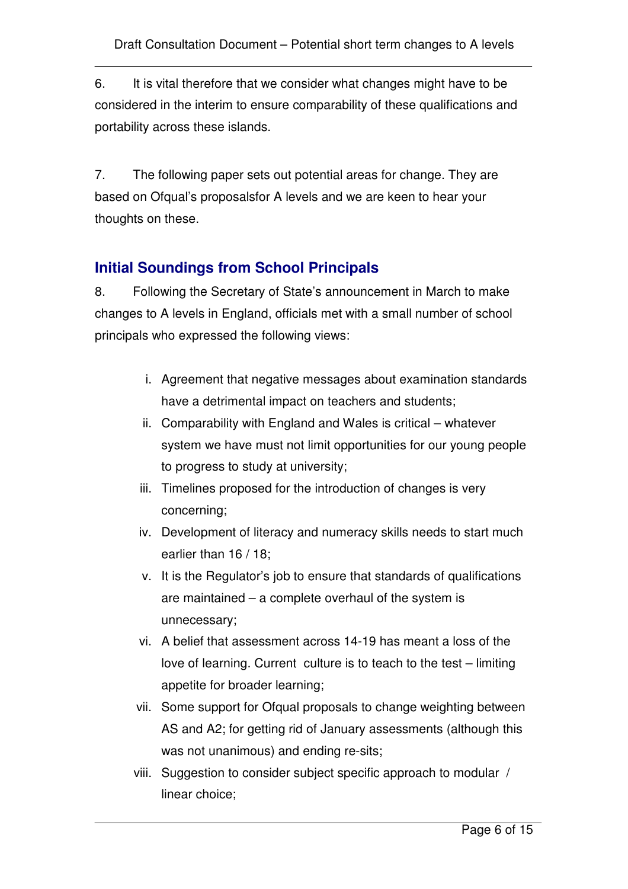6. It is vital therefore that we consider what changes might have to be considered in the interim to ensure comparability of these qualifications and portability across these islands.

7. The following paper sets out potential areas for change. They are based on Ofqual's proposalsfor A levels and we are keen to hear your thoughts on these.

## Initial Soundings from School Principals

8. Following the Secretary of State's announcement in March to make changes to A levels in England, officials met with a small number of school principals who expressed the following views:

i. Agreement that negative messages about examination standards have a detrimental impact on teachers and students;
ii. Comparability with England and Wales is critical – whatever system we have must not limit opportunities for our young people to progress to study at university;
iii. Timelines proposed for the introduction of changes is very concerning;
iv. Development of literacy and numeracy skills needs to start much earlier than 16 / 18;
v. It is the Regulator's job to ensure that standards of qualifications are maintained – a complete overhaul of the system is unnecessary;
vi. A belief that assessment across 14-19 has meant a loss of the love of learning. Current culture is to teach to the test – limiting appetite for broader learning;
vii. Some support for Ofqual proposals to change weighting between AS and A2; for getting rid of January assessments (although this was not unanimous) and ending re-sits;
viii. Suggestion to consider subject specific approach to modular / linear choice;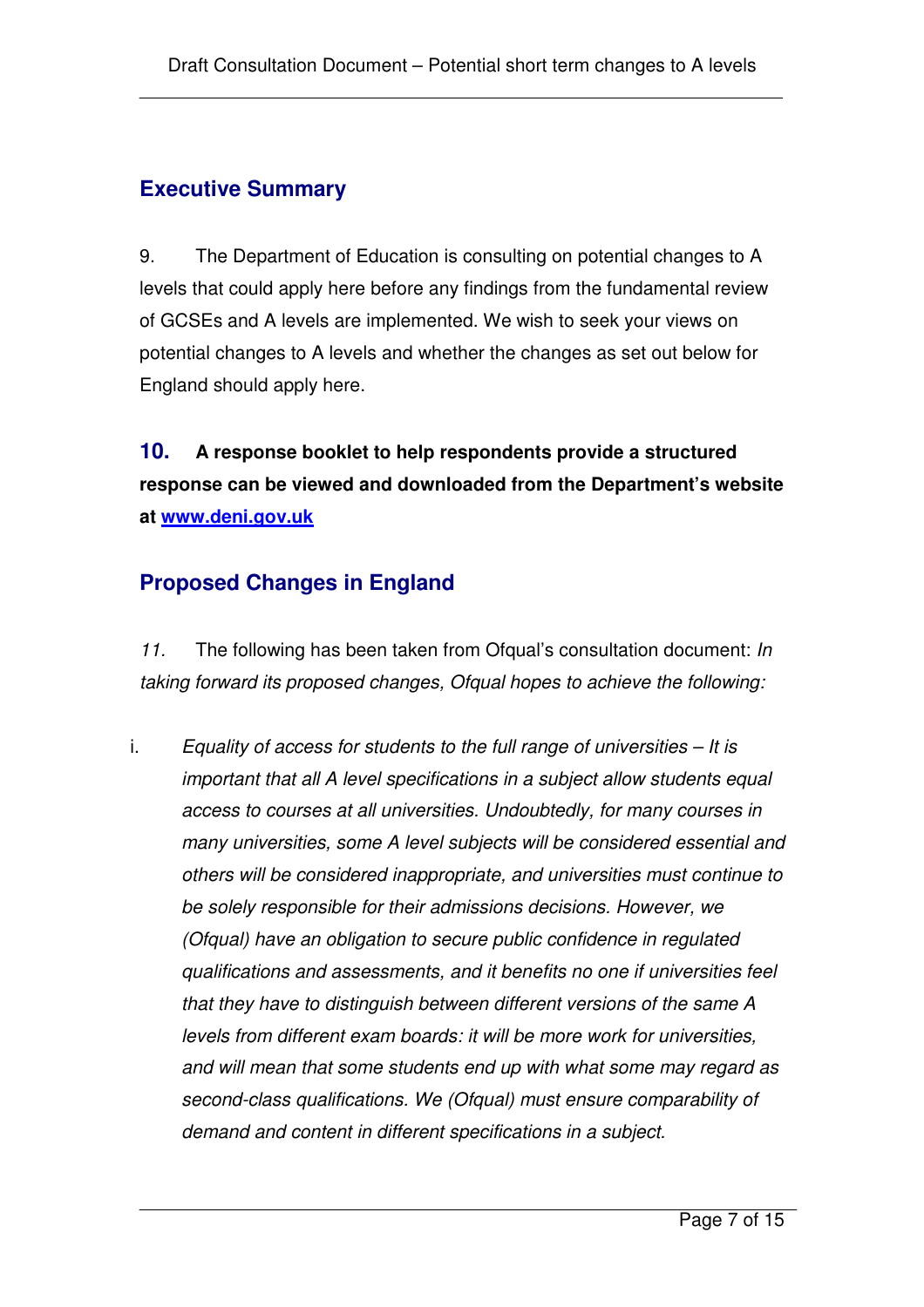## Executive Summary

9. The Department of Education is consulting on potential changes to A levels that could apply here before any findings from the fundamental review of GCSEs and A levels are implemented. We wish to seek your views on potential changes to A levels and whether the changes as set out below for England should apply here.

**10. A response booklet to help respondents provide a structured response can be viewed and downloaded from the Department's website at [www.deni.gov.uk](http://www.deni.gov.uk)**

## Proposed Changes in England

*11.* The following has been taken from Ofqual's consultation document: *In taking forward its proposed changes, Ofqual hopes to achieve the following:*

i. *Equality of access for students to the full range of universities – It is important that all A level specifications in a subject allow students equal access to courses at all universities. Undoubtedly, for many courses in many universities, some A level subjects will be considered essential and others will be considered inappropriate, and universities must continue to be solely responsible for their admissions decisions. However, we (Ofqual) have an obligation to secure public confidence in regulated qualifications and assessments, and it benefits no one if universities feel that they have to distinguish between different versions of the same A levels from different exam boards: it will be more work for universities, and will mean that some students end up with what some may regard as second-class qualifications. We (Ofqual) must ensure comparability of demand and content in different specifications in a subject.*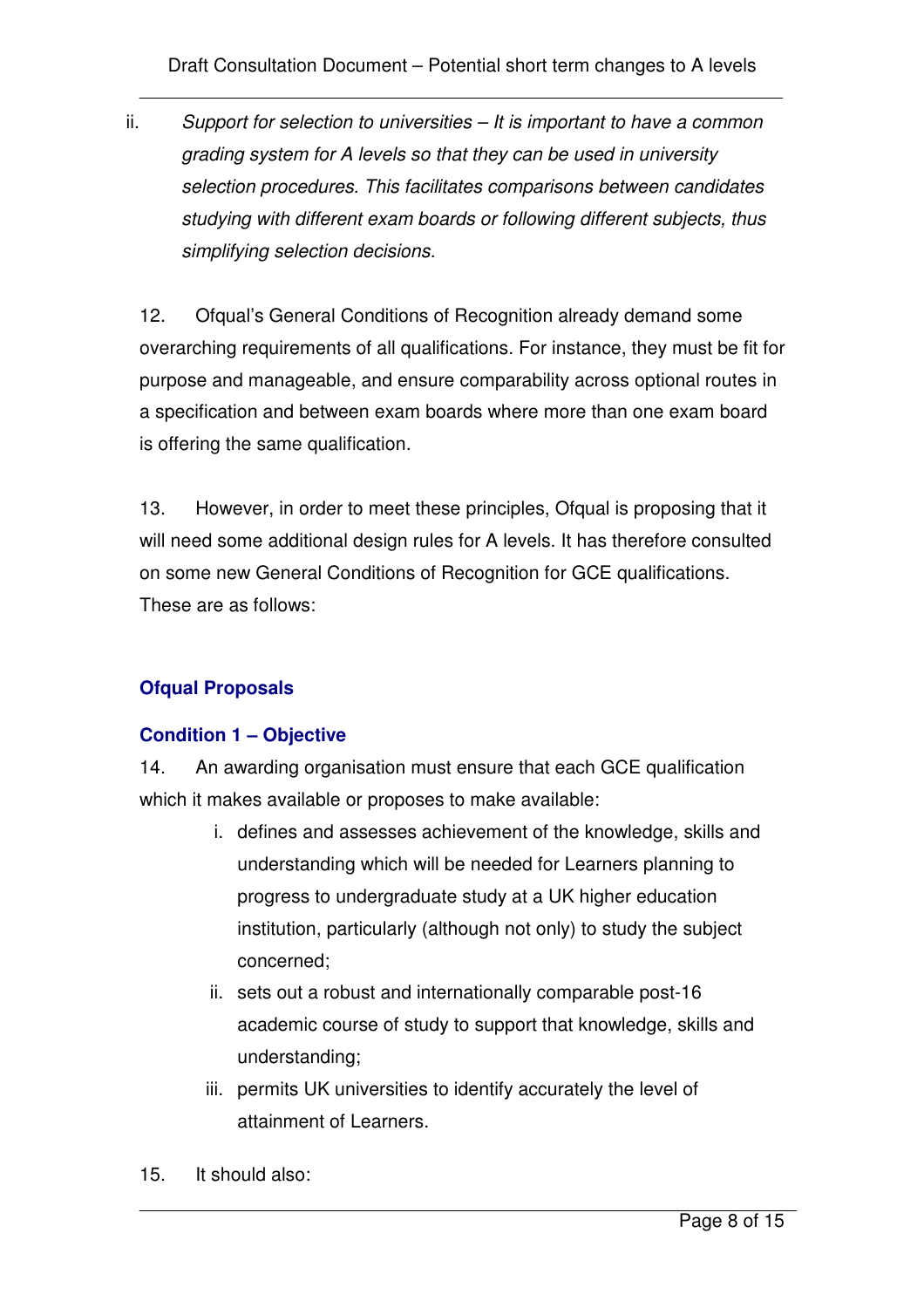ii. *Support for selection to universities – It is important to have a common grading system for A levels so that they can be used in university selection procedures. This facilitates comparisons between candidates studying with different exam boards or following different subjects, thus simplifying selection decisions.*

12. Ofqual's General Conditions of Recognition already demand some overarching requirements of all qualifications. For instance, they must be fit for purpose and manageable, and ensure comparability across optional routes in a specification and between exam boards where more than one exam board is offering the same qualification.

13. However, in order to meet these principles, Ofqual is proposing that it will need some additional design rules for A levels. It has therefore consulted on some new General Conditions of Recognition for GCE qualifications. These are as follows:

## Ofqual Proposals

### Condition 1 – Objective

14. An awarding organisation must ensure that each GCE qualification which it makes available or proposes to make available:

i. defines and assesses achievement of the knowledge, skills and understanding which will be needed for Learners planning to progress to undergraduate study at a UK higher education institution, particularly (although not only) to study the subject concerned;

ii. sets out a robust and internationally comparable post-16 academic course of study to support that knowledge, skills and understanding;

iii. permits UK universities to identify accurately the level of attainment of Learners.

15. It should also: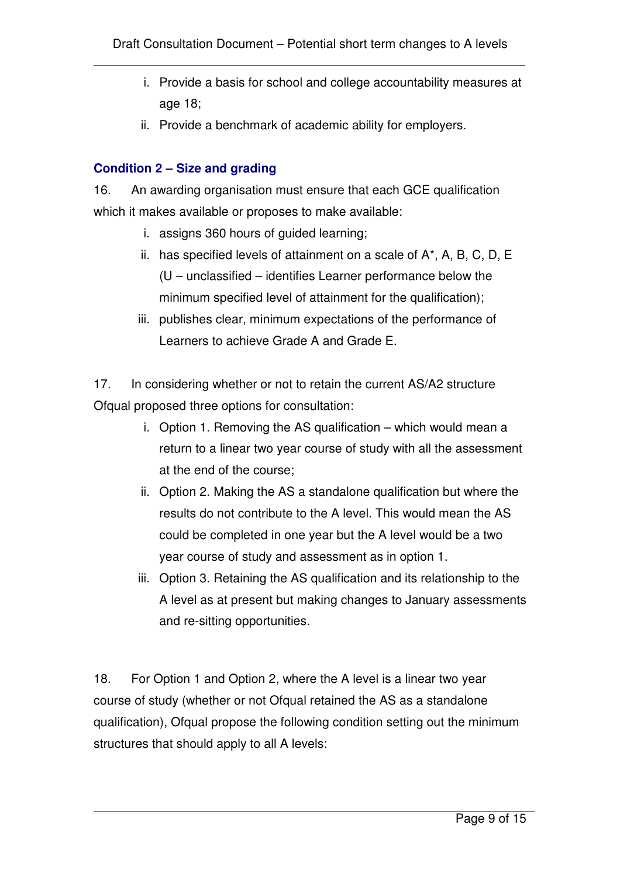i. Provide a basis for school and college accountability measures at age 18;
ii. Provide a benchmark of academic ability for employers.

### Condition 2 – Size and grading

16. An awarding organisation must ensure that each GCE qualification which it makes available or proposes to make available:

i. assigns 360 hours of guided learning;
ii. has specified levels of attainment on a scale of A*, A, B, C, D, E (U – unclassified – identifies Learner performance below the minimum specified level of attainment for the qualification);
iii. publishes clear, minimum expectations of the performance of Learners to achieve Grade A and Grade E.

17. In considering whether or not to retain the current AS/A2 structure Ofqual proposed three options for consultation:

i. Option 1. Removing the AS qualification – which would mean a return to a linear two year course of study with all the assessment at the end of the course;
ii. Option 2. Making the AS a standalone qualification but where the results do not contribute to the A level. This would mean the AS could be completed in one year but the A level would be a two year course of study and assessment as in option 1.
iii. Option 3. Retaining the AS qualification and its relationship to the A level as at present but making changes to January assessments and re-sitting opportunities.

18. For Option 1 and Option 2, where the A level is a linear two year course of study (whether or not Ofqual retained the AS as a standalone qualification), Ofqual propose the following condition setting out the minimum structures that should apply to all A levels: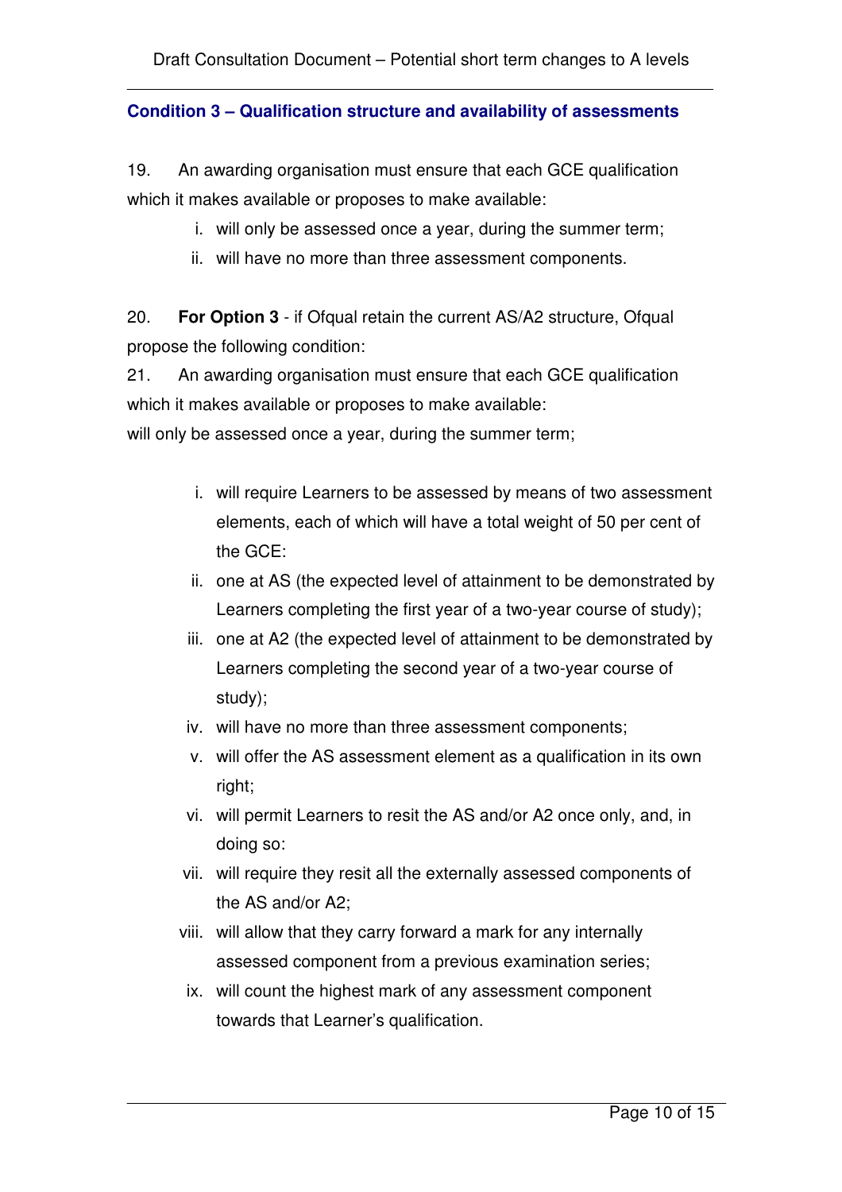### Condition 3 – Qualification structure and availability of assessments

19. An awarding organisation must ensure that each GCE qualification which it makes available or proposes to make available:

   i. will only be assessed once a year, during the summer term;
   ii. will have no more than three assessment components.

20. **For Option 3** - if Ofqual retain the current AS/A2 structure, Ofqual propose the following condition:

21. An awarding organisation must ensure that each GCE qualification which it makes available or proposes to make available:

will only be assessed once a year, during the summer term;

   i. will require Learners to be assessed by means of two assessment elements, each of which will have a total weight of 50 per cent of the GCE:
   ii. one at AS (the expected level of attainment to be demonstrated by Learners completing the first year of a two-year course of study);
   iii. one at A2 (the expected level of attainment to be demonstrated by Learners completing the second year of a two-year course of study);
   iv. will have no more than three assessment components;
   v. will offer the AS assessment element as a qualification in its own right;
   vi. will permit Learners to resit the AS and/or A2 once only, and, in doing so:
   vii. will require they resit all the externally assessed components of the AS and/or A2;
   viii. will allow that they carry forward a mark for any internally assessed component from a previous examination series;
   ix. will count the highest mark of any assessment component towards that Learner's qualification.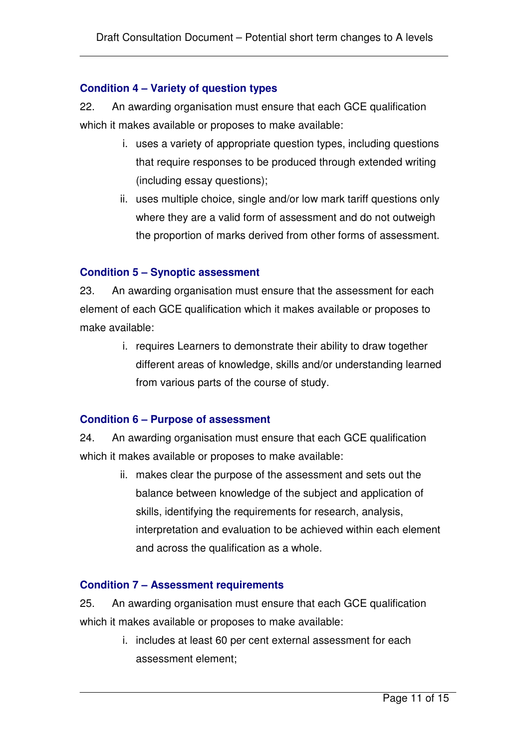### Condition 4 – Variety of question types

22. An awarding organisation must ensure that each GCE qualification which it makes available or proposes to make available:

   i. uses a variety of appropriate question types, including questions that require responses to be produced through extended writing (including essay questions);

   ii. uses multiple choice, single and/or low mark tariff questions only where they are a valid form of assessment and do not outweigh the proportion of marks derived from other forms of assessment.

### Condition 5 – Synoptic assessment

23. An awarding organisation must ensure that the assessment for each element of each GCE qualification which it makes available or proposes to make available:

   i. requires Learners to demonstrate their ability to draw together different areas of knowledge, skills and/or understanding learned from various parts of the course of study.

### Condition 6 – Purpose of assessment

24. An awarding organisation must ensure that each GCE qualification which it makes available or proposes to make available:

   ii. makes clear the purpose of the assessment and sets out the balance between knowledge of the subject and application of skills, identifying the requirements for research, analysis, interpretation and evaluation to be achieved within each element and across the qualification as a whole.

### Condition 7 – Assessment requirements

25. An awarding organisation must ensure that each GCE qualification which it makes available or proposes to make available:

   i. includes at least 60 per cent external assessment for each assessment element;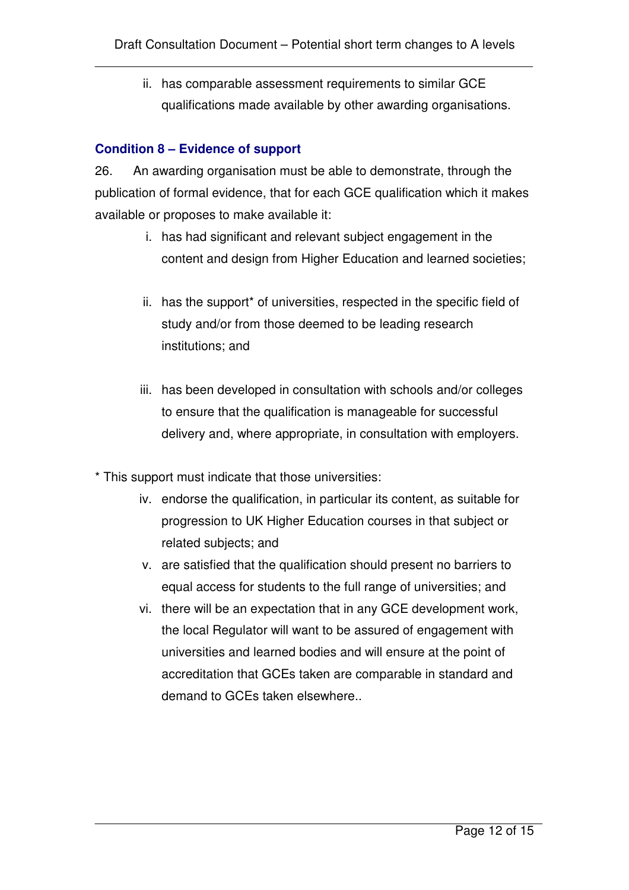ii. has comparable assessment requirements to similar GCE qualifications made available by other awarding organisations.

### Condition 8 – Evidence of support

26. An awarding organisation must be able to demonstrate, through the publication of formal evidence, that for each GCE qualification which it makes available or proposes to make available it:

i. has had significant and relevant subject engagement in the content and design from Higher Education and learned societies;

ii. has the support* of universities, respected in the specific field of study and/or from those deemed to be leading research institutions; and

iii. has been developed in consultation with schools and/or colleges to ensure that the qualification is manageable for successful delivery and, where appropriate, in consultation with employers.

* This support must indicate that those universities:

iv. endorse the qualification, in particular its content, as suitable for progression to UK Higher Education courses in that subject or related subjects; and

v. are satisfied that the qualification should present no barriers to equal access for students to the full range of universities; and

vi. there will be an expectation that in any GCE development work, the local Regulator will want to be assured of engagement with universities and learned bodies and will ensure at the point of accreditation that GCEs taken are comparable in standard and demand to GCEs taken elsewhere..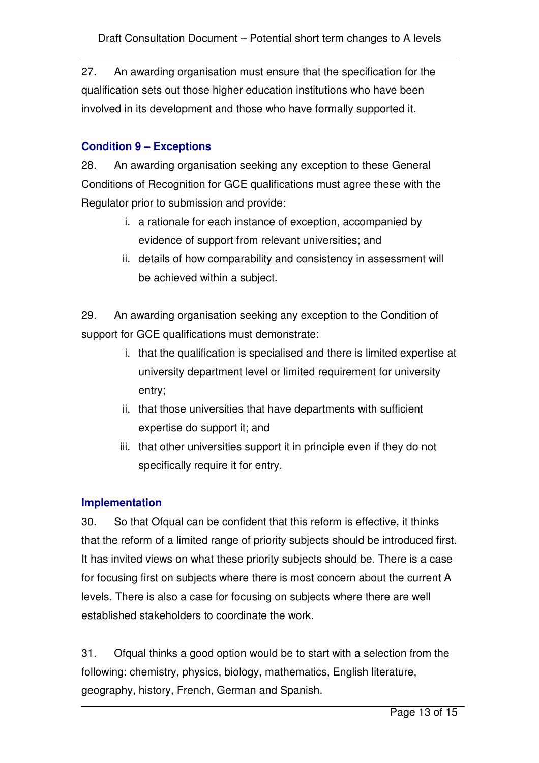27. An awarding organisation must ensure that the specification for the qualification sets out those higher education institutions who have been involved in its development and those who have formally supported it.

### Condition 9 – Exceptions

28. An awarding organisation seeking any exception to these General Conditions of Recognition for GCE qualifications must agree these with the Regulator prior to submission and provide:

   i. a rationale for each instance of exception, accompanied by evidence of support from relevant universities; and
   ii. details of how comparability and consistency in assessment will be achieved within a subject.

29. An awarding organisation seeking any exception to the Condition of support for GCE qualifications must demonstrate:

   i. that the qualification is specialised and there is limited expertise at university department level or limited requirement for university entry;
   ii. that those universities that have departments with sufficient expertise do support it; and
   iii. that other universities support it in principle even if they do not specifically require it for entry.

### Implementation

30. So that Ofqual can be confident that this reform is effective, it thinks that the reform of a limited range of priority subjects should be introduced first. It has invited views on what these priority subjects should be. There is a case for focusing first on subjects where there is most concern about the current A levels. There is also a case for focusing on subjects where there are well established stakeholders to coordinate the work.

31. Ofqual thinks a good option would be to start with a selection from the following: chemistry, physics, biology, mathematics, English literature, geography, history, French, German and Spanish.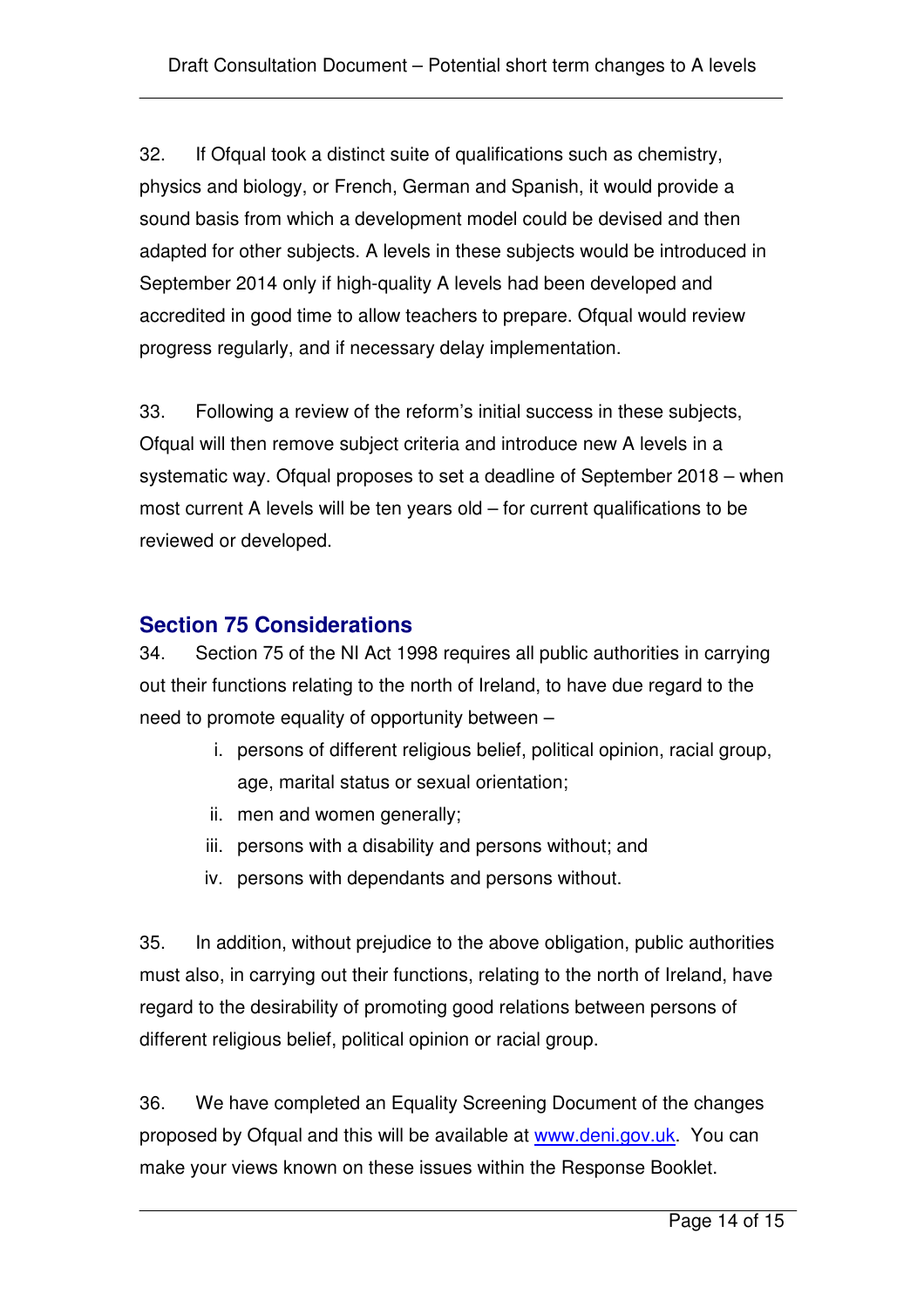32. If Ofqual took a distinct suite of qualifications such as chemistry, physics and biology, or French, German and Spanish, it would provide a sound basis from which a development model could be devised and then adapted for other subjects. A levels in these subjects would be introduced in September 2014 only if high-quality A levels had been developed and accredited in good time to allow teachers to prepare. Ofqual would review progress regularly, and if necessary delay implementation.

33. Following a review of the reform's initial success in these subjects, Ofqual will then remove subject criteria and introduce new A levels in a systematic way. Ofqual proposes to set a deadline of September 2018 – when most current A levels will be ten years old – for current qualifications to be reviewed or developed.

## Section 75 Considerations

34. Section 75 of the NI Act 1998 requires all public authorities in carrying out their functions relating to the north of Ireland, to have due regard to the need to promote equality of opportunity between –

i. persons of different religious belief, political opinion, racial group, age, marital status or sexual orientation;
ii. men and women generally;
iii. persons with a disability and persons without; and
iv. persons with dependants and persons without.

35. In addition, without prejudice to the above obligation, public authorities must also, in carrying out their functions, relating to the north of Ireland, have regard to the desirability of promoting good relations between persons of different religious belief, political opinion or racial group.

36. We have completed an Equality Screening Document of the changes proposed by Ofqual and this will be available at [www.deni.gov.uk](http://www.deni.gov.uk). You can make your views known on these issues within the Response Booklet.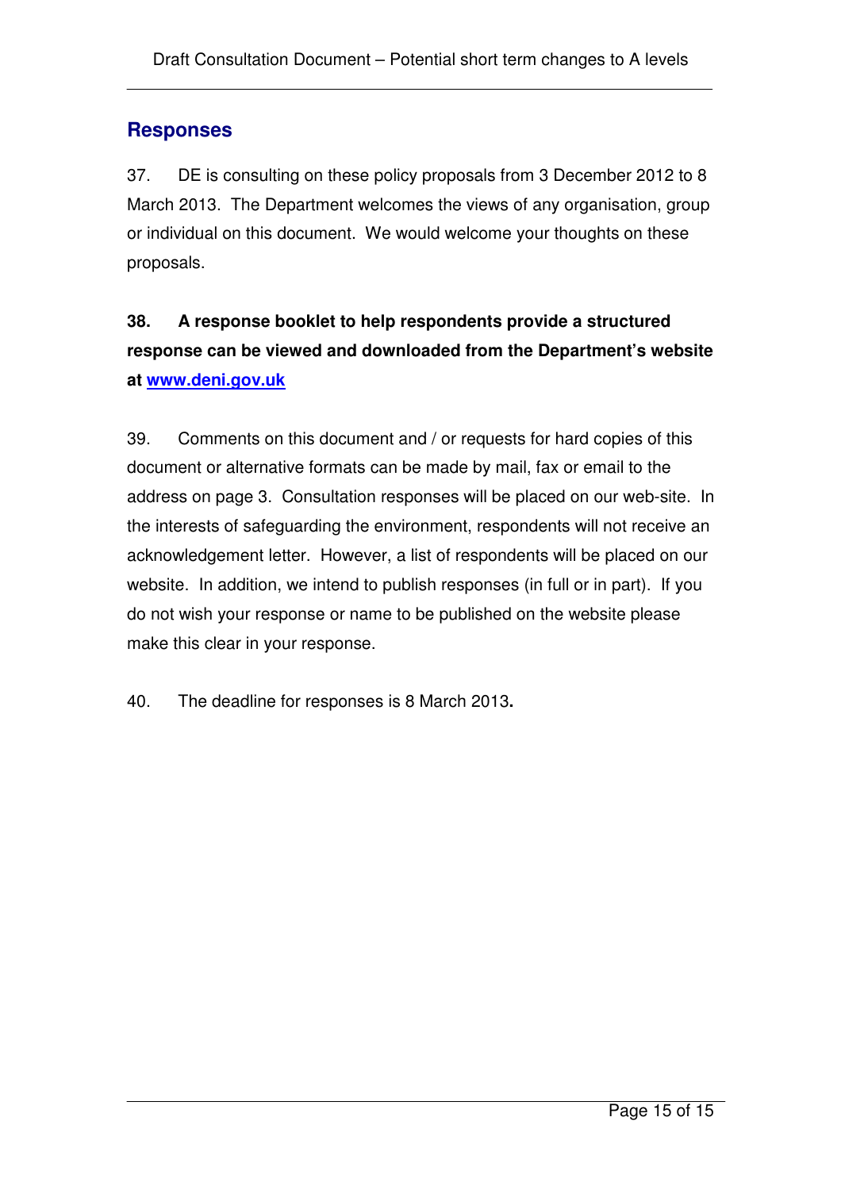## Responses

37. DE is consulting on these policy proposals from 3 December 2012 to 8 March 2013. The Department welcomes the views of any organisation, group or individual on this document. We would welcome your thoughts on these proposals.

**38. A response booklet to help respondents provide a structured response can be viewed and downloaded from the Department's website at [www.deni.gov.uk](http://www.deni.gov.uk)**

39. Comments on this document and / or requests for hard copies of this document or alternative formats can be made by mail, fax or email to the address on page 3. Consultation responses will be placed on our web-site. In the interests of safeguarding the environment, respondents will not receive an acknowledgement letter. However, a list of respondents will be placed on our website. In addition, we intend to publish responses (in full or in part). If you do not wish your response or name to be published on the website please make this clear in your response.

40. The deadline for responses is 8 March 2013**.**